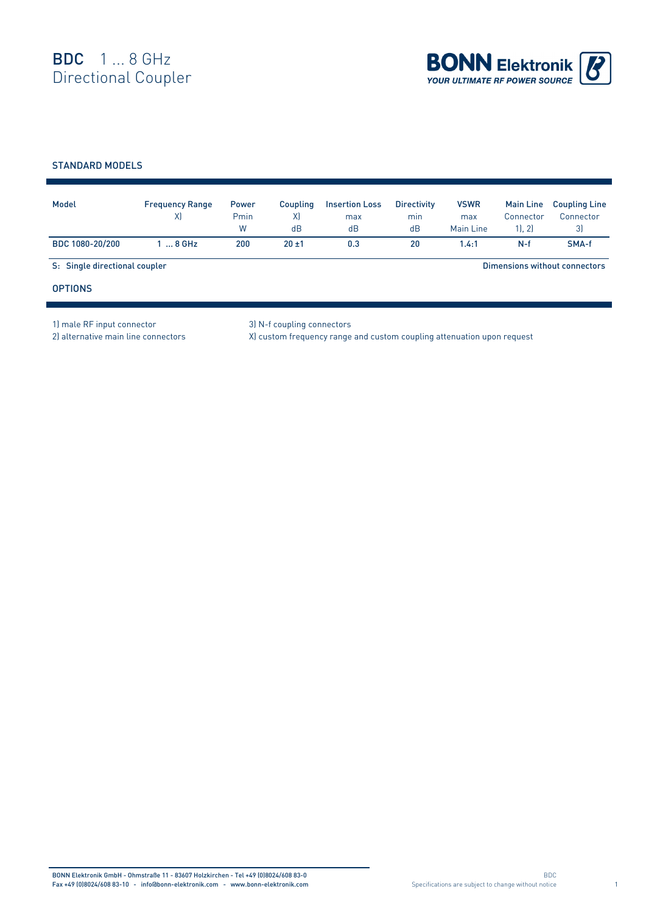# BDC 1 ... 8 GHz Directional Coupler

BONN Elektronik
YOUR ULTIMATE RF POWER SOURCE

## STANDARD MODELS

| Model | Frequency Range X) | Power Pmin W | Coupling X) dB | Insertion Loss max dB | Directivity min dB | VSWR max Main Line | Main Line Connector 1), 2) | Coupling Line Connector 3) |
|---|---|---|---|---|---|---|---|---|
| BDC 1080-20/200 | 1 ... 8 GHz | 200 | 20 ±1 | 0.3 | 20 | 1.4:1 | N-f | SMA-f |

S: Single directional coupler

Dimensions without connectors

## OPTIONS

1) male RF input connector
2) alternative main line connectors
3) N-f coupling connectors
X) custom frequency range and custom coupling attenuation upon request

BONN Elektronik GmbH - Ohmstraße 11 - 83607 Holzkirchen - Tel +49 (0)8024/608 83-0
Fax +49 (0)8024/608 83-10 - info@bonn-elektronik.com - www.bonn-elektronik.com

Specifications are subject to change without notice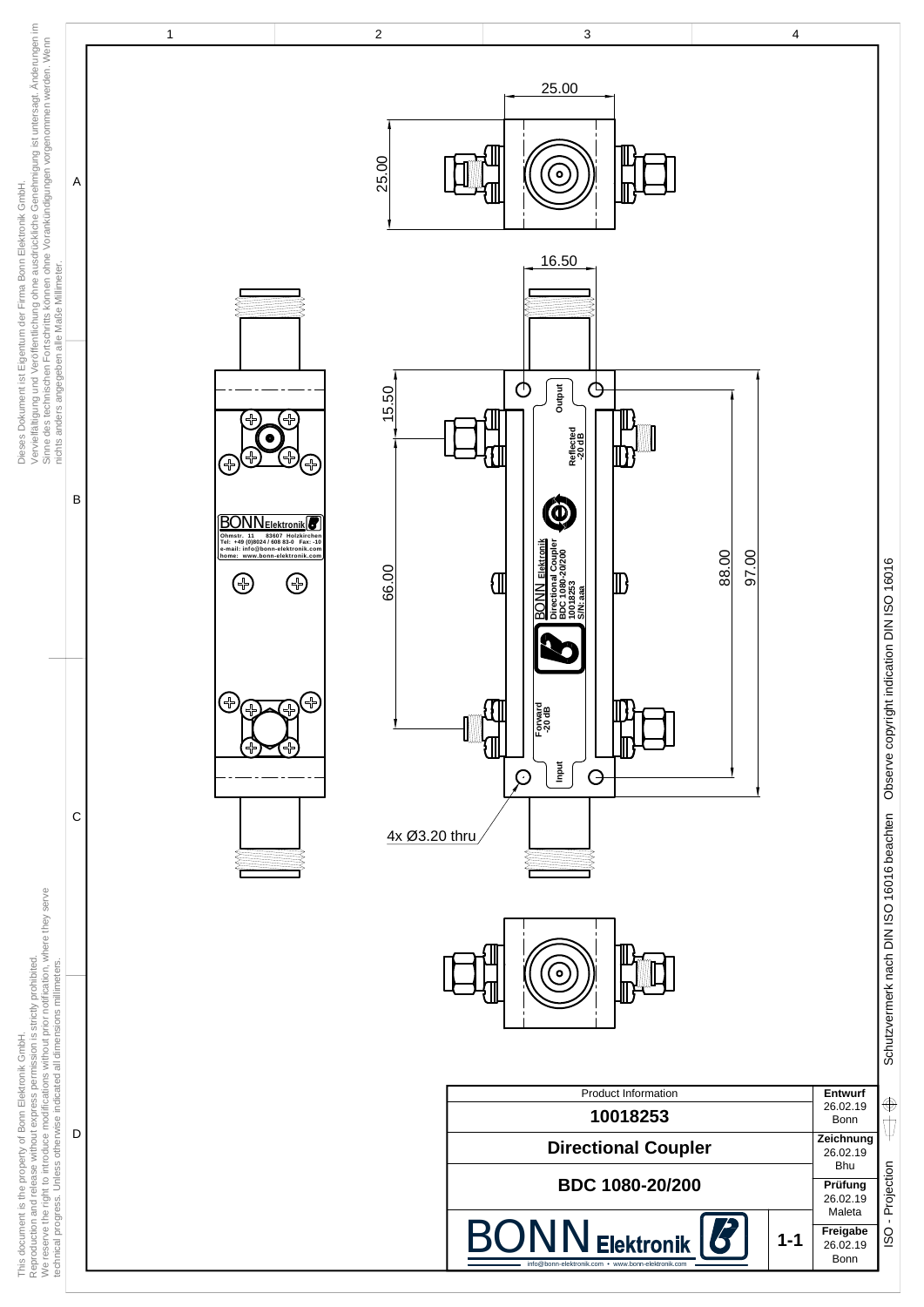Dieses Dokument ist Eigentum der Firma Bonn Elektronik GmbH.
Vervielfältigung und Veröffentlichung ohne ausdrückliche Genehmigung ist untersagt. Änderungen im Sinne des technischen Fortschritts können ohne Vorankündigungen vorgenommen werden. Wenn nichts anders angegeben alle Maße Millimeter.

This document is the property of Bonn Elektronik GmbH.
Reproduction and release without express permission is strictly prohibited.
We reserve the right to introduce modifications without prior notification, where they serve technical progress. Unless otherwise indicated all dimensions millimeters.

25.00
25.00
16.50
15.50
66.00
88.00
97.00
4x Ø3.20 thru

Output
Reflected -20 dB
Forward -20 dB
Input

BONN Elektronik
Directional Coupler
BDC 1080-20/200
10018253
S/N: aaa

BONN Elektronik
Ohmstr. 11 83607 Holzkirchen
Tel: +49 (0)8024 / 608 83-0 Fax: -10
e-mail: info@bonn-elektronik.com
home: www.bonn-elektronik.com

Schutzvermerk nach DIN ISO 16016 beachten Observe copyright indication DIN ISO 16016

| Product Information | | Entwurf 26.02.19 Bonn |
|---|---|---|
| **10018253** | | |
| **Directional Coupler** | | Zeichnung 26.02.19 Bhu |
| **BDC 1080-20/200** | | Prüfung 26.02.19 Maleta |
| BONN Elektronik info@bonn-elektronik.com • www.bonn-elektronik.com | **1-1** | Freigabe 26.02.19 Bonn |

ISO - Projection